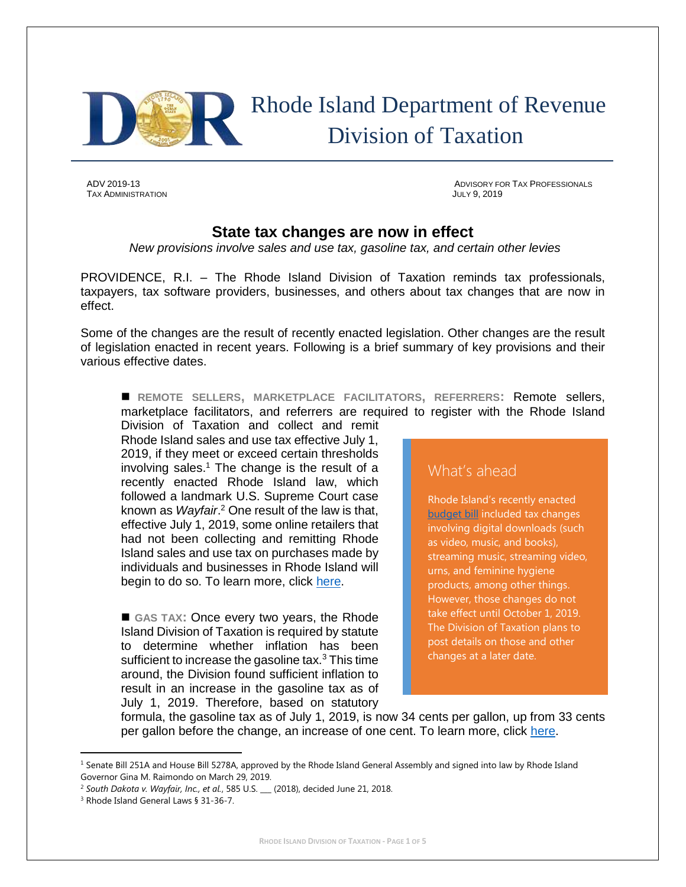# Rhode Island Department of Revenue
## Division of Taxation

ADV 2019-13
TAX ADMINISTRATION

ADVISORY FOR TAX PROFESSIONALS
JULY 9, 2019

## State tax changes are now in effect

*New provisions involve sales and use tax, gasoline tax, and certain other levies*

PROVIDENCE, R.I. – The Rhode Island Division of Taxation reminds tax professionals, taxpayers, tax software providers, businesses, and others about tax changes that are now in effect.

Some of the changes are the result of recently enacted legislation. Other changes are the result of legislation enacted in recent years. Following is a brief summary of key provisions and their various effective dates.

■ **REMOTE SELLERS, MARKETPLACE FACILITATORS, REFERRERS:** Remote sellers, marketplace facilitators, and referrers are required to register with the Rhode Island Division of Taxation and collect and remit Rhode Island sales and use tax effective July 1, 2019, if they meet or exceed certain thresholds involving sales.[1] The change is the result of a recently enacted Rhode Island law, which followed a landmark U.S. Supreme Court case known as *Wayfair*.[2] One result of the law is that, effective July 1, 2019, some online retailers that had not been collecting and remitting Rhode Island sales and use tax on purchases made by individuals and businesses in Rhode Island will begin to do so. To learn more, click here.

■ **GAS TAX:** Once every two years, the Rhode Island Division of Taxation is required by statute to determine whether inflation has been sufficient to increase the gasoline tax.[3] This time around, the Division found sufficient inflation to result in an increase in the gasoline tax as of July 1, 2019. Therefore, based on statutory formula, the gasoline tax as of July 1, 2019, is now 34 cents per gallon, up from 33 cents per gallon before the change, an increase of one cent. To learn more, click here.

> **What's ahead**
>
> Rhode Island's recently enacted budget bill included tax changes involving digital downloads (such as video, music, and books), streaming music, streaming video, urns, and feminine hygiene products, among other things. However, those changes do not take effect until October 1, 2019. The Division of Taxation plans to post details on those and other changes at a later date.

---

[1] Senate Bill 251A and House Bill 5278A, approved by the Rhode Island General Assembly and signed into law by Rhode Island Governor Gina M. Raimondo on March 29, 2019.

[2] *South Dakota v. Wayfair, Inc., et al.*, 585 U.S. ___ (2018), decided June 21, 2018.

[3] Rhode Island General Laws § 31-36-7.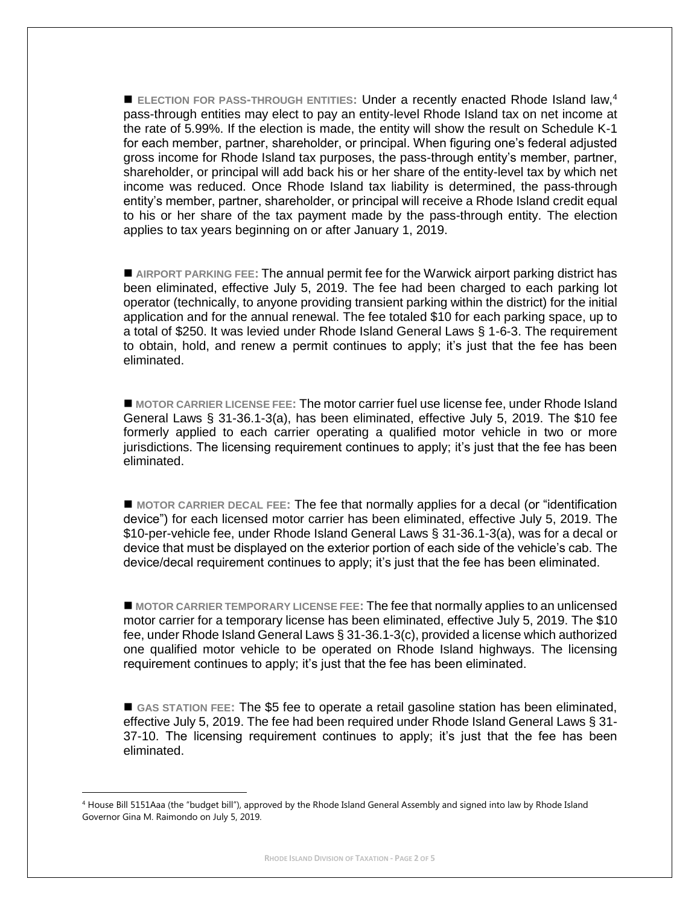■ **ELECTION FOR PASS-THROUGH ENTITIES:** Under a recently enacted Rhode Island law,[4] pass-through entities may elect to pay an entity-level Rhode Island tax on net income at the rate of 5.99%. If the election is made, the entity will show the result on Schedule K-1 for each member, partner, shareholder, or principal. When figuring one's federal adjusted gross income for Rhode Island tax purposes, the pass-through entity's member, partner, shareholder, or principal will add back his or her share of the entity-level tax by which net income was reduced. Once Rhode Island tax liability is determined, the pass-through entity's member, partner, shareholder, or principal will receive a Rhode Island credit equal to his or her share of the tax payment made by the pass-through entity. The election applies to tax years beginning on or after January 1, 2019.

■ **AIRPORT PARKING FEE:** The annual permit fee for the Warwick airport parking district has been eliminated, effective July 5, 2019. The fee had been charged to each parking lot operator (technically, to anyone providing transient parking within the district) for the initial application and for the annual renewal. The fee totaled $10 for each parking space, up to a total of $250. It was levied under Rhode Island General Laws § 1-6-3. The requirement to obtain, hold, and renew a permit continues to apply; it's just that the fee has been eliminated.

■ **MOTOR CARRIER LICENSE FEE:** The motor carrier fuel use license fee, under Rhode Island General Laws § 31-36.1-3(a), has been eliminated, effective July 5, 2019. The $10 fee formerly applied to each carrier operating a qualified motor vehicle in two or more jurisdictions. The licensing requirement continues to apply; it's just that the fee has been eliminated.

■ **MOTOR CARRIER DECAL FEE:** The fee that normally applies for a decal (or "identification device") for each licensed motor carrier has been eliminated, effective July 5, 2019. The $10-per-vehicle fee, under Rhode Island General Laws § 31-36.1-3(a), was for a decal or device that must be displayed on the exterior portion of each side of the vehicle's cab. The device/decal requirement continues to apply; it's just that the fee has been eliminated.

■ **MOTOR CARRIER TEMPORARY LICENSE FEE:** The fee that normally applies to an unlicensed motor carrier for a temporary license has been eliminated, effective July 5, 2019. The $10 fee, under Rhode Island General Laws § 31-36.1-3(c), provided a license which authorized one qualified motor vehicle to be operated on Rhode Island highways. The licensing requirement continues to apply; it's just that the fee has been eliminated.

■ **GAS STATION FEE:** The $5 fee to operate a retail gasoline station has been eliminated, effective July 5, 2019. The fee had been required under Rhode Island General Laws § 31-37-10. The licensing requirement continues to apply; it's just that the fee has been eliminated.

---

[4] House Bill 5151Aaa (the "budget bill"), approved by the Rhode Island General Assembly and signed into law by Rhode Island Governor Gina M. Raimondo on July 5, 2019.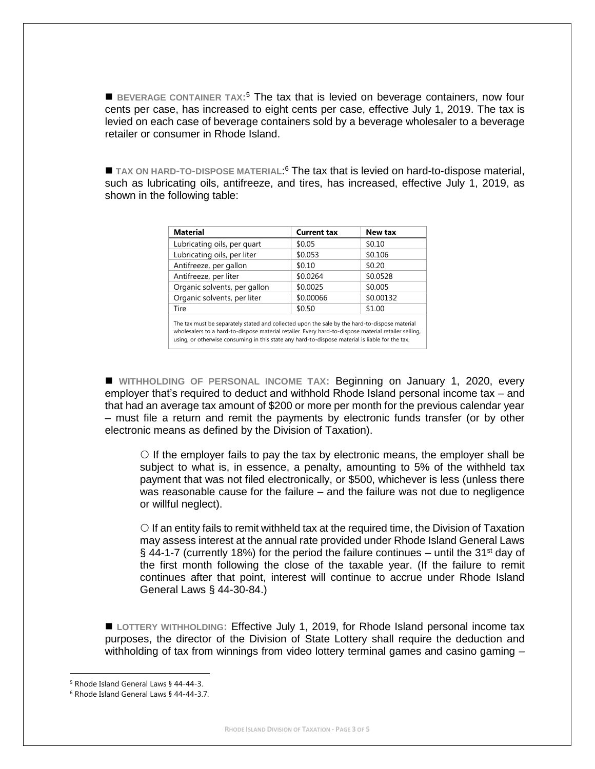■ **BEVERAGE CONTAINER TAX:**[5] The tax that is levied on beverage containers, now four cents per case, has increased to eight cents per case, effective July 1, 2019. The tax is levied on each case of beverage containers sold by a beverage wholesaler to a beverage retailer or consumer in Rhode Island.

■ **TAX ON HARD-TO-DISPOSE MATERIAL:**[6] The tax that is levied on hard-to-dispose material, such as lubricating oils, antifreeze, and tires, has increased, effective July 1, 2019, as shown in the following table:

| Material | Current tax | New tax |
|---|---|---|
| Lubricating oils, per quart | $0.05 | $0.10 |
| Lubricating oils, per liter | $0.053 | $0.106 |
| Antifreeze, per gallon | $0.10 | $0.20 |
| Antifreeze, per liter | $0.0264 | $0.0528 |
| Organic solvents, per gallon | $0.0025 | $0.005 |
| Organic solvents, per liter | $0.00066 | $0.00132 |
| Tire | $0.50 | $1.00 |

The tax must be separately stated and collected upon the sale by the hard-to-dispose material wholesalers to a hard-to-dispose material retailer. Every hard-to-dispose material retailer selling, using, or otherwise consuming in this state any hard-to-dispose material is liable for the tax.

■ **WITHHOLDING OF PERSONAL INCOME TAX:** Beginning on January 1, 2020, every employer that's required to deduct and withhold Rhode Island personal income tax – and that had an average tax amount of $200 or more per month for the previous calendar year – must file a return and remit the payments by electronic funds transfer (or by other electronic means as defined by the Division of Taxation).

- If the employer fails to pay the tax by electronic means, the employer shall be subject to what is, in essence, a penalty, amounting to 5% of the withheld tax payment that was not filed electronically, or $500, whichever is less (unless there was reasonable cause for the failure – and the failure was not due to negligence or willful neglect).

- If an entity fails to remit withheld tax at the required time, the Division of Taxation may assess interest at the annual rate provided under Rhode Island General Laws § 44-1-7 (currently 18%) for the period the failure continues – until the 31st day of the first month following the close of the taxable year. (If the failure to remit continues after that point, interest will continue to accrue under Rhode Island General Laws § 44-30-84.)

■ **LOTTERY WITHHOLDING:** Effective July 1, 2019, for Rhode Island personal income tax purposes, the director of the Division of State Lottery shall require the deduction and withholding of tax from winnings from video lottery terminal games and casino gaming –

---

[5] Rhode Island General Laws § 44-44-3.

[6] Rhode Island General Laws § 44-44-3.7.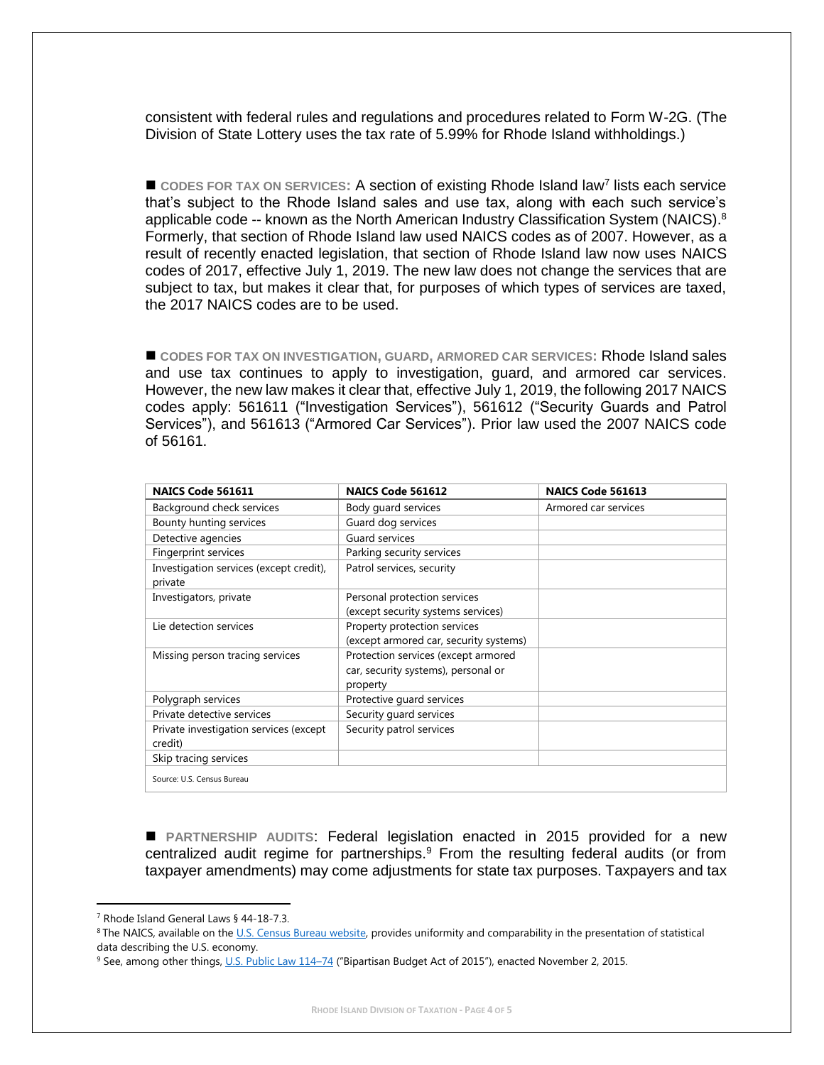consistent with federal rules and regulations and procedures related to Form W-2G. (The Division of State Lottery uses the tax rate of 5.99% for Rhode Island withholdings.)

■ **CODES FOR TAX ON SERVICES:** A section of existing Rhode Island law[7] lists each service that's subject to the Rhode Island sales and use tax, along with each such service's applicable code -- known as the North American Industry Classification System (NAICS).[8] Formerly, that section of Rhode Island law used NAICS codes as of 2007. However, as a result of recently enacted legislation, that section of Rhode Island law now uses NAICS codes of 2017, effective July 1, 2019. The new law does not change the services that are subject to tax, but makes it clear that, for purposes of which types of services are taxed, the 2017 NAICS codes are to be used.

■ **CODES FOR TAX ON INVESTIGATION, GUARD, ARMORED CAR SERVICES:** Rhode Island sales and use tax continues to apply to investigation, guard, and armored car services. However, the new law makes it clear that, effective July 1, 2019, the following 2017 NAICS codes apply: 561611 ("Investigation Services"), 561612 ("Security Guards and Patrol Services"), and 561613 ("Armored Car Services"). Prior law used the 2007 NAICS code of 56161.

| NAICS Code 561611 | NAICS Code 561612 | NAICS Code 561613 |
|---|---|---|
| Background check services | Body guard services | Armored car services |
| Bounty hunting services | Guard dog services | |
| Detective agencies | Guard services | |
| Fingerprint services | Parking security services | |
| Investigation services (except credit), private | Patrol services, security | |
| Investigators, private | Personal protection services (except security systems services) | |
| Lie detection services | Property protection services (except armored car, security systems) | |
| Missing person tracing services | Protection services (except armored car, security systems), personal or property | |
| Polygraph services | Protective guard services | |
| Private detective services | Security guard services | |
| Private investigation services (except credit) | Security patrol services | |
| Skip tracing services | | |

Source: U.S. Census Bureau

■ **PARTNERSHIP AUDITS**: Federal legislation enacted in 2015 provided for a new centralized audit regime for partnerships.[9] From the resulting federal audits (or from taxpayer amendments) may come adjustments for state tax purposes. Taxpayers and tax

---

[7] Rhode Island General Laws § 44-18-7.3.

[8] The NAICS, available on the U.S. Census Bureau website, provides uniformity and comparability in the presentation of statistical data describing the U.S. economy.

[9] See, among other things, U.S. Public Law 114–74 ("Bipartisan Budget Act of 2015"), enacted November 2, 2015.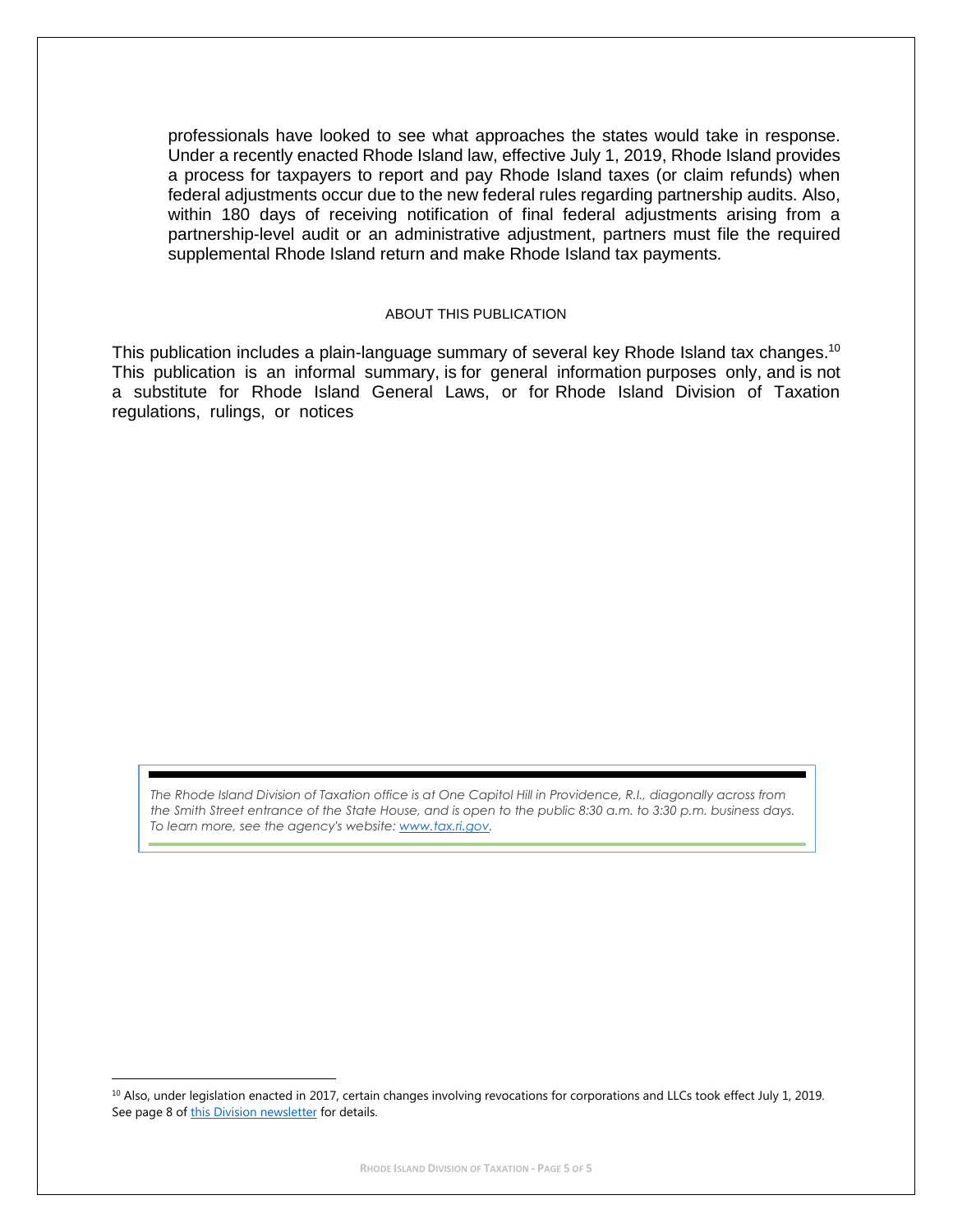professionals have looked to see what approaches the states would take in response. Under a recently enacted Rhode Island law, effective July 1, 2019, Rhode Island provides a process for taxpayers to report and pay Rhode Island taxes (or claim refunds) when federal adjustments occur due to the new federal rules regarding partnership audits. Also, within 180 days of receiving notification of final federal adjustments arising from a partnership-level audit or an administrative adjustment, partners must file the required supplemental Rhode Island return and make Rhode Island tax payments.

## ABOUT THIS PUBLICATION

This publication includes a plain-language summary of several key Rhode Island tax changes.[10] This publication is an informal summary, is for general information purposes only, and is not a substitute for Rhode Island General Laws, or for Rhode Island Division of Taxation regulations, rulings, or notices

*The Rhode Island Division of Taxation office is at One Capitol Hill in Providence, R.I., diagonally across from the Smith Street entrance of the State House, and is open to the public 8:30 a.m. to 3:30 p.m. business days. To learn more, see the agency's website: [www.tax.ri.gov](www.tax.ri.gov).*

[10] Also, under legislation enacted in 2017, certain changes involving revocations for corporations and LLCs took effect July 1, 2019. See page 8 of [this Division newsletter]() for details.